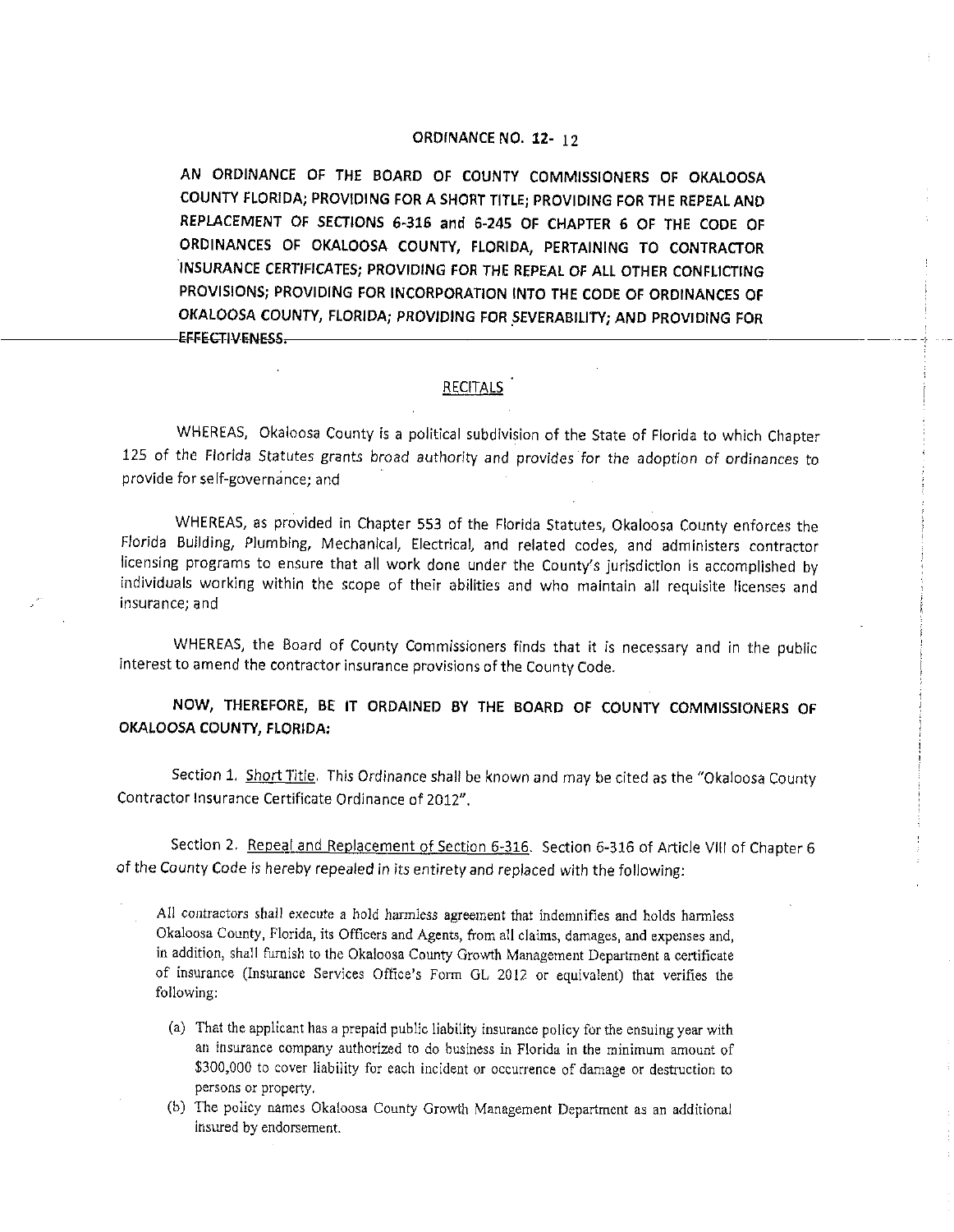# ORDINANCE NO. 12- 12

**AN ORDINANCE OF THE BOARD OF COUNTY COMMISSIONERS OF OKALOOSA COUNTY FLORIDA; PROVIDING FOR A SHORT TITLE; PROVIDING FOR THE REPEAL AND REPLACEMENT OF SECTIONS 6-316 and 6-245 OF CHAPTER 6 OF THE CODE OF ORDINANCES OF OKALOOSA COUNTY, FLORIDA, PERTAINING TO CONTRACTOR INSURANCE CERTIFICATES; PROVIDING FOR THE REPEAL OF ALL OTHER CONFLICTING PROVISIONS; PROVIDING FOR INCORPORATION INTO THE CODE OF ORDINANCES OF OKALOOSA COUNTY, FLORIDA; PROVIDING FOR SEVERABILITY; AND PROVIDING FOR EFFECTIVENESS.**

## RECITALS

WHEREAS, Okaloosa County is a political subdivision of the State of Florida to which Chapter 125 of the Florida Statutes grants broad authority and provides for the adoption of ordinances to provide for self-governance; and

WHEREAS, as provided in Chapter 553 of the Florida Statutes, Okaloosa County enforces the Florida Building, Plumbing, Mechanical, Electrical, and related codes, and administers contractor licensing programs to ensure that all work done under the County's jurisdiction is accomplished by individuals working within the scope of their abilities and who maintain all requisite licenses and insurance; and

WHEREAS, the Board of County Commissioners finds that it is necessary and in the public interest to amend the contractor insurance provisions of the County Code.

**NOW, THEREFORE, BE IT ORDAINED BY THE BOARD OF COUNTY COMMISSIONERS OF OKALOOSA COUNTY, FLORIDA:**

Section 1. Short Title. This Ordinance shall be known and may be cited as the "Okaloosa County Contractor Insurance Certificate Ordinance of 2012".

Section 2. Repeal and Replacement of Section 6-316. Section 6-316 of Article VIII of Chapter 6 of the County Code is hereby repealed in its entirety and replaced with the following:

All contractors shall execute a hold harmless agreement that indemnifies and holds harmless Okaloosa County, Florida, its Officers and Agents, from all claims, damages, and expenses and, in addition, shall furnish to the Okaloosa County Growth Management Department a certificate of insurance (Insurance Services Office's Form GL 2012 or equivalent) that verifies the following:

(a) That the applicant has a prepaid public liability insurance policy for the ensuing year with an insurance company authorized to do business in Florida in the minimum amount of $300,000 to cover liability for each incident or occurrence of damage or destruction to persons or property.

(b) The policy names Okaloosa County Growth Management Department as an additional insured by endorsement.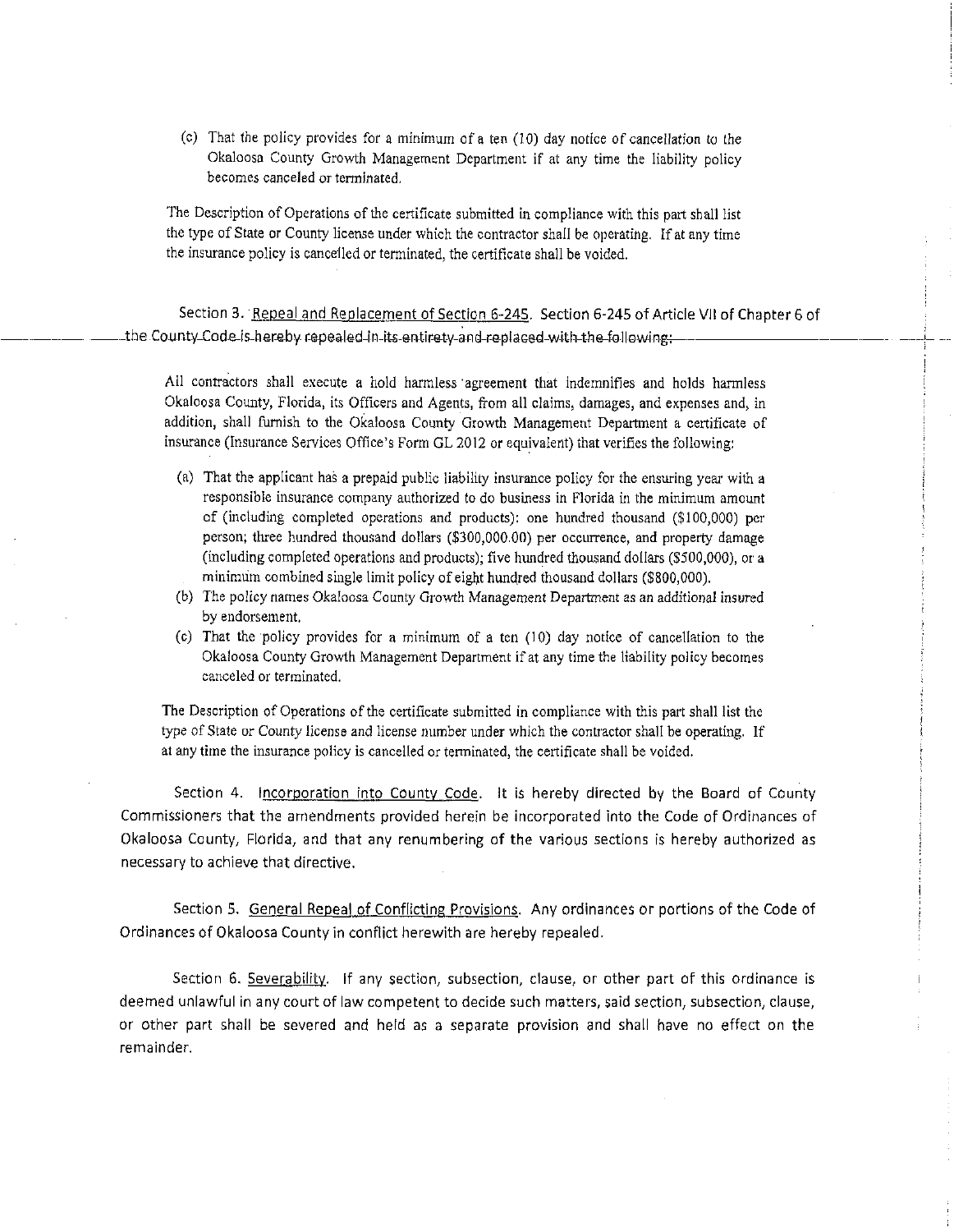(c) That the policy provides for a minimum of a ten (10) day notice of cancellation to the Okaloosa County Growth Management Department if at any time the liability policy becomes canceled or terminated.

The Description of Operations of the certificate submitted in compliance with this part shall list the type of State or County license under which the contractor shall be operating. If at any time the insurance policy is cancelled or terminated, the certificate shall be voided.

Section 3. Repeal and Replacement of Section 6-245. Section 6-245 of Article VII of Chapter 6 of the County Code is hereby repealed in its entirety and replaced with the following:

All contractors shall execute a hold harmless agreement that indemnifies and holds harmless Okaloosa County, Florida, its Officers and Agents, from all claims, damages, and expenses and, in addition, shall furnish to the Okaloosa County Growth Management Department a certificate of insurance (Insurance Services Office's Form GL 2012 or equivalent) that verifies the following:

(a) That the applicant has a prepaid public liability insurance policy for the ensuring year with a responsible insurance company authorized to do business in Florida in the minimum amount of (including completed operations and products): one hundred thousand ($100,000) per person; three hundred thousand dollars ($300,000.00) per occurrence, and property damage (including completed operations and products); five hundred thousand dollars ($500,000), or a minimum combined single limit policy of eight hundred thousand dollars ($800,000).

(b) The policy names Okaloosa County Growth Management Department as an additional insured by endorsement.

(c) That the policy provides for a minimum of a ten (10) day notice of cancellation to the Okaloosa County Growth Management Department if at any time the liability policy becomes canceled or terminated.

The Description of Operations of the certificate submitted in compliance with this part shall list the type of State or County license and license number under which the contractor shall be operating. If at any time the insurance policy is cancelled or terminated, the certificate shall be voided.

Section 4. Incorporation into County Code. It is hereby directed by the Board of County Commissioners that the amendments provided herein be incorporated into the Code of Ordinances of Okaloosa County, Florida, and that any renumbering of the various sections is hereby authorized as necessary to achieve that directive.

Section 5. General Repeal of Conflicting Provisions. Any ordinances or portions of the Code of Ordinances of Okaloosa County in conflict herewith are hereby repealed.

Section 6. Severability. If any section, subsection, clause, or other part of this ordinance is deemed unlawful in any court of law competent to decide such matters, said section, subsection, clause, or other part shall be severed and held as a separate provision and shall have no effect on the remainder.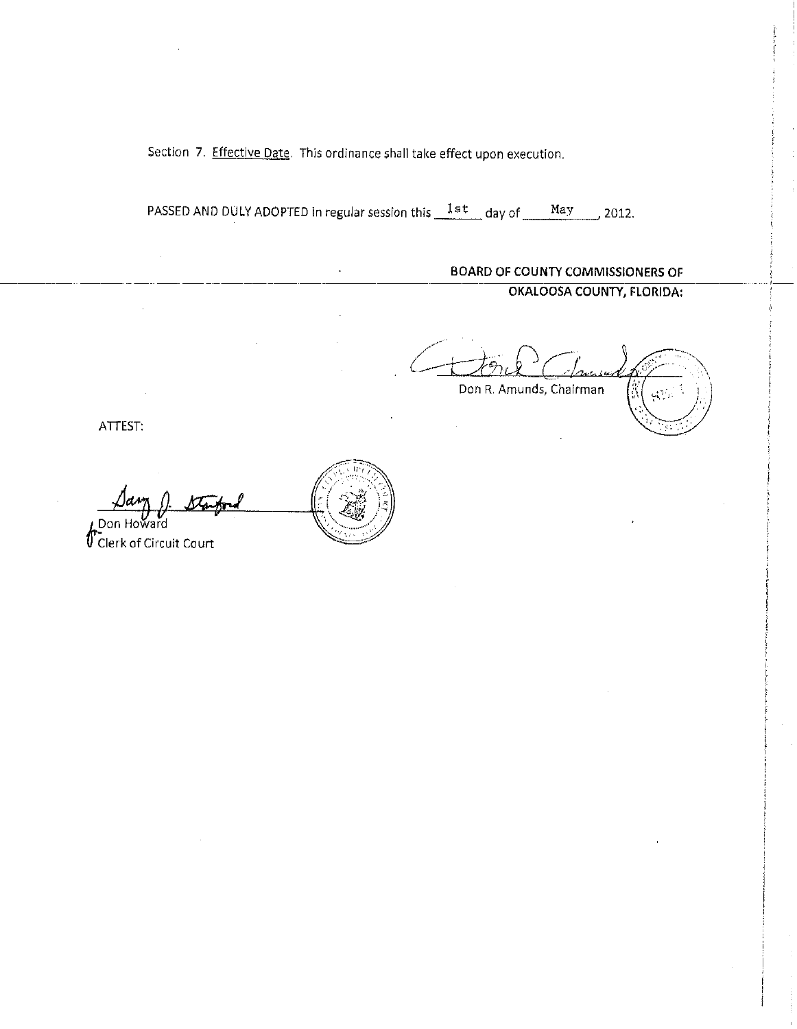Section 7. Effective Date. This ordinance shall take effect upon execution.

PASSED AND DULY ADOPTED in regular session this 1st day of May, 2012.

BOARD OF COUNTY COMMISSIONERS OF
OKALOOSA COUNTY, FLORIDA:

Don R. Amunds, Chairman

ATTEST:

Don Howard
Clerk of Circuit Court